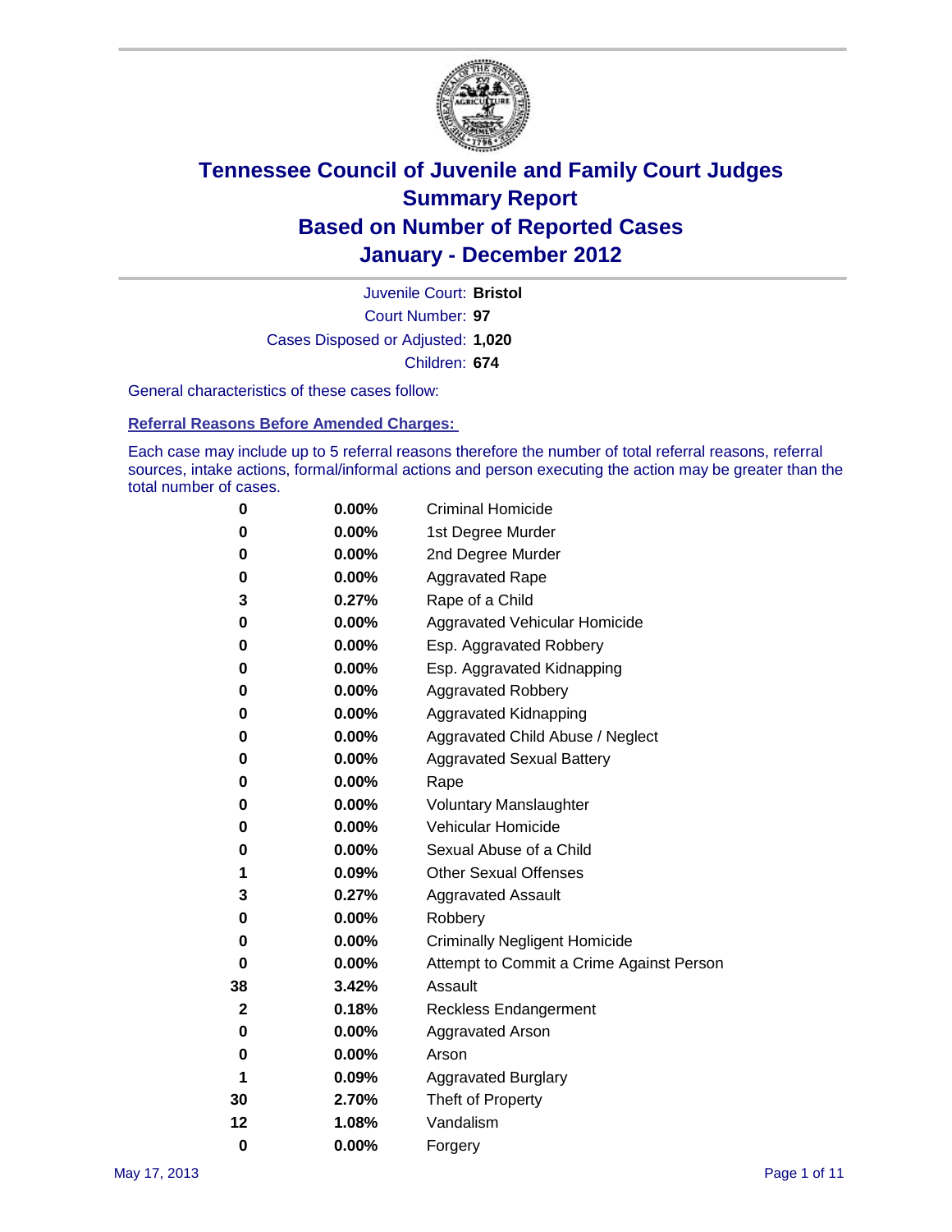# Tennessee Council of Juvenile and Family Court Judges
# Summary Report
# Based on Number of Reported Cases
# January - December 2012

Juvenile Court: **Bristol**

Court Number: **97**

Cases Disposed or Adjusted: **1,020**

Children: **674**

General characteristics of these cases follow:

## Referral Reasons Before Amended Charges:

Each case may include up to 5 referral reasons therefore the number of total referral reasons, referral sources, intake actions, formal/informal actions and person executing the action may be greater than the total number of cases.

| Count | Percent | Referral Reason |
|---|---|---|
| 0 | 0.00% | Criminal Homicide |
| 0 | 0.00% | 1st Degree Murder |
| 0 | 0.00% | 2nd Degree Murder |
| 0 | 0.00% | Aggravated Rape |
| 3 | 0.27% | Rape of a Child |
| 0 | 0.00% | Aggravated Vehicular Homicide |
| 0 | 0.00% | Esp. Aggravated Robbery |
| 0 | 0.00% | Esp. Aggravated Kidnapping |
| 0 | 0.00% | Aggravated Robbery |
| 0 | 0.00% | Aggravated Kidnapping |
| 0 | 0.00% | Aggravated Child Abuse / Neglect |
| 0 | 0.00% | Aggravated Sexual Battery |
| 0 | 0.00% | Rape |
| 0 | 0.00% | Voluntary Manslaughter |
| 0 | 0.00% | Vehicular Homicide |
| 0 | 0.00% | Sexual Abuse of a Child |
| 1 | 0.09% | Other Sexual Offenses |
| 3 | 0.27% | Aggravated Assault |
| 0 | 0.00% | Robbery |
| 0 | 0.00% | Criminally Negligent Homicide |
| 0 | 0.00% | Attempt to Commit a Crime Against Person |
| 38 | 3.42% | Assault |
| 2 | 0.18% | Reckless Endangerment |
| 0 | 0.00% | Aggravated Arson |
| 0 | 0.00% | Arson |
| 1 | 0.09% | Aggravated Burglary |
| 30 | 2.70% | Theft of Property |
| 12 | 1.08% | Vandalism |
| 0 | 0.00% | Forgery |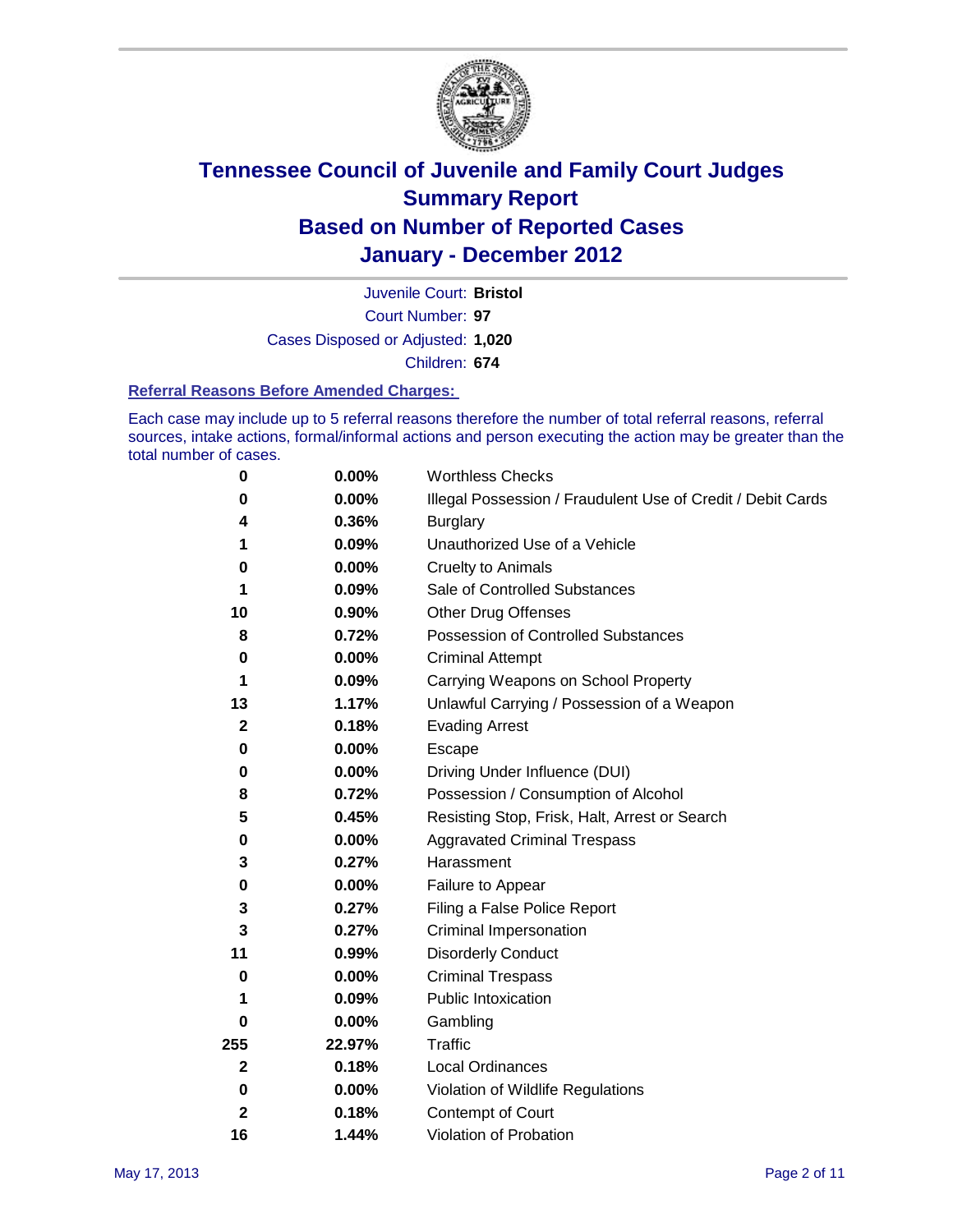# Tennessee Council of Juvenile and Family Court Judges
# Summary Report
# Based on Number of Reported Cases
# January - December 2012

Juvenile Court: **Bristol**

Court Number: **97**

Cases Disposed or Adjusted: **1,020**

Children: **674**

### Referral Reasons Before Amended Charges:

Each case may include up to 5 referral reasons therefore the number of total referral reasons, referral sources, intake actions, formal/informal actions and person executing the action may be greater than the total number of cases.

| Count | Percent | Referral Reason |
|---|---|---|
| 0 | 0.00% | Worthless Checks |
| 0 | 0.00% | Illegal Possession / Fraudulent Use of Credit / Debit Cards |
| 4 | 0.36% | Burglary |
| 1 | 0.09% | Unauthorized Use of a Vehicle |
| 0 | 0.00% | Cruelty to Animals |
| 1 | 0.09% | Sale of Controlled Substances |
| 10 | 0.90% | Other Drug Offenses |
| 8 | 0.72% | Possession of Controlled Substances |
| 0 | 0.00% | Criminal Attempt |
| 1 | 0.09% | Carrying Weapons on School Property |
| 13 | 1.17% | Unlawful Carrying / Possession of a Weapon |
| 2 | 0.18% | Evading Arrest |
| 0 | 0.00% | Escape |
| 0 | 0.00% | Driving Under Influence (DUI) |
| 8 | 0.72% | Possession / Consumption of Alcohol |
| 5 | 0.45% | Resisting Stop, Frisk, Halt, Arrest or Search |
| 0 | 0.00% | Aggravated Criminal Trespass |
| 3 | 0.27% | Harassment |
| 0 | 0.00% | Failure to Appear |
| 3 | 0.27% | Filing a False Police Report |
| 3 | 0.27% | Criminal Impersonation |
| 11 | 0.99% | Disorderly Conduct |
| 0 | 0.00% | Criminal Trespass |
| 1 | 0.09% | Public Intoxication |
| 0 | 0.00% | Gambling |
| 255 | 22.97% | Traffic |
| 2 | 0.18% | Local Ordinances |
| 0 | 0.00% | Violation of Wildlife Regulations |
| 2 | 0.18% | Contempt of Court |
| 16 | 1.44% | Violation of Probation |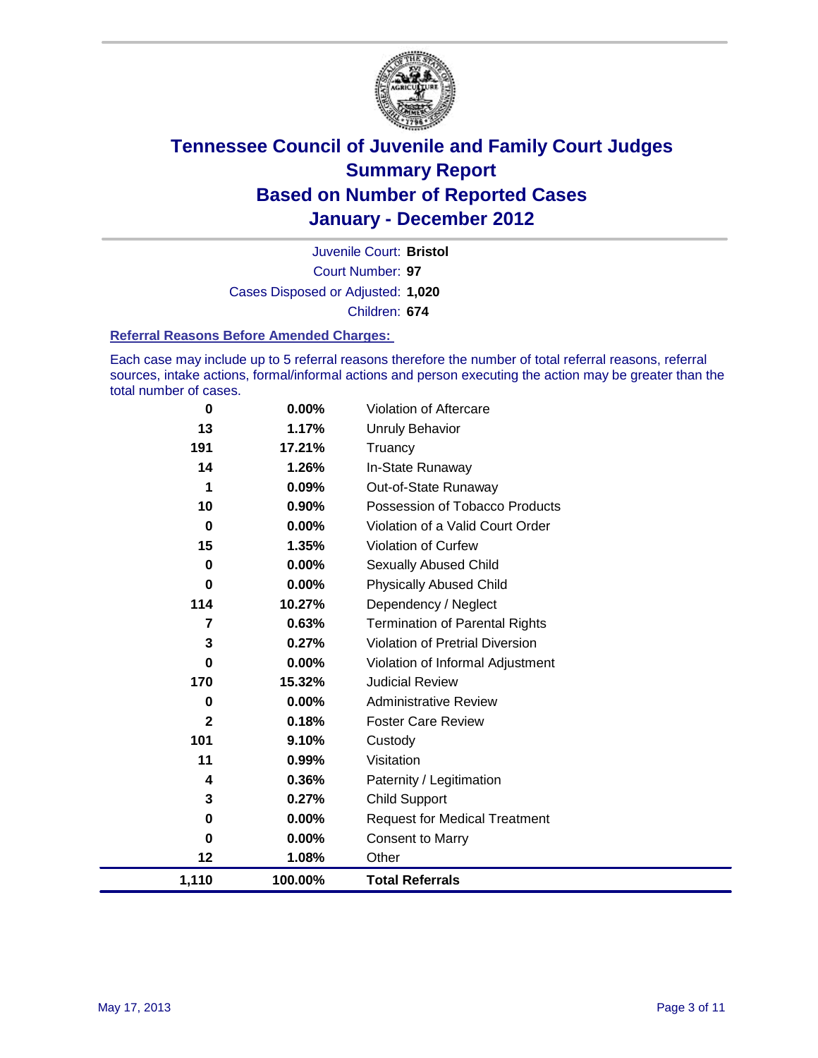# Tennessee Council of Juvenile and Family Court Judges
# Summary Report
# Based on Number of Reported Cases
# January - December 2012

Juvenile Court: **Bristol**

Court Number: **97**

Cases Disposed or Adjusted: **1,020**

Children: **674**

### Referral Reasons Before Amended Charges:

Each case may include up to 5 referral reasons therefore the number of total referral reasons, referral sources, intake actions, formal/informal actions and person executing the action may be greater than the total number of cases.

| Count | Percent | Referral Reason |
|---|---|---|
| 0 | 0.00% | Violation of Aftercare |
| 13 | 1.17% | Unruly Behavior |
| 191 | 17.21% | Truancy |
| 14 | 1.26% | In-State Runaway |
| 1 | 0.09% | Out-of-State Runaway |
| 10 | 0.90% | Possession of Tobacco Products |
| 0 | 0.00% | Violation of a Valid Court Order |
| 15 | 1.35% | Violation of Curfew |
| 0 | 0.00% | Sexually Abused Child |
| 0 | 0.00% | Physically Abused Child |
| 114 | 10.27% | Dependency / Neglect |
| 7 | 0.63% | Termination of Parental Rights |
| 3 | 0.27% | Violation of Pretrial Diversion |
| 0 | 0.00% | Violation of Informal Adjustment |
| 170 | 15.32% | Judicial Review |
| 0 | 0.00% | Administrative Review |
| 2 | 0.18% | Foster Care Review |
| 101 | 9.10% | Custody |
| 11 | 0.99% | Visitation |
| 4 | 0.36% | Paternity / Legitimation |
| 3 | 0.27% | Child Support |
| 0 | 0.00% | Request for Medical Treatment |
| 0 | 0.00% | Consent to Marry |
| 12 | 1.08% | Other |
| **1,110** | **100.00%** | **Total Referrals** |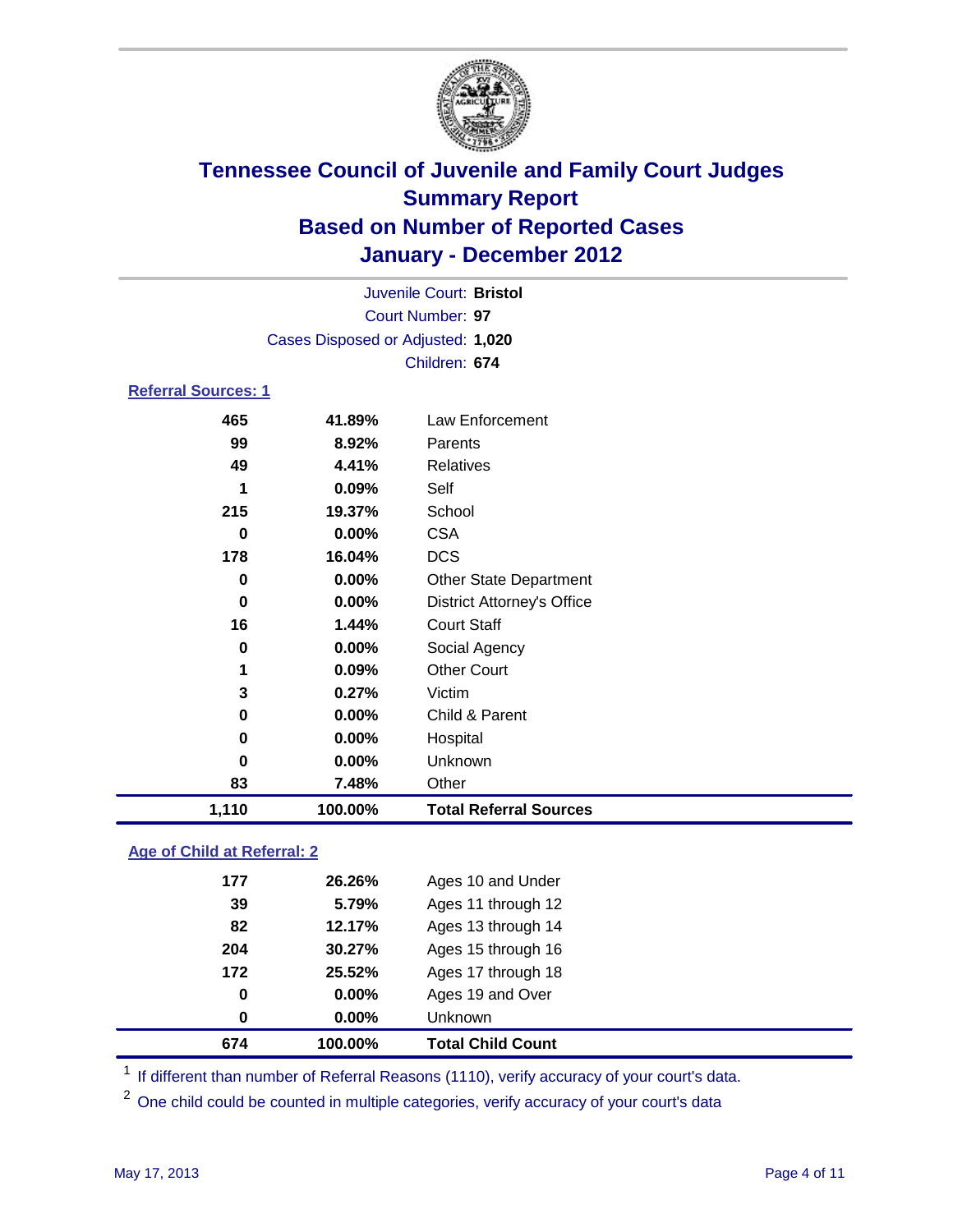# Tennessee Council of Juvenile and Family Court Judges
## Summary Report
## Based on Number of Reported Cases
## January - December 2012

Juvenile Court: **Bristol**
Court Number: **97**
Cases Disposed or Adjusted: **1,020**
Children: **674**

### Referral Sources: 1

| Count | Percent | Source |
|---|---|---|
| 465 | 41.89% | Law Enforcement |
| 99 | 8.92% | Parents |
| 49 | 4.41% | Relatives |
| 1 | 0.09% | Self |
| 215 | 19.37% | School |
| 0 | 0.00% | CSA |
| 178 | 16.04% | DCS |
| 0 | 0.00% | Other State Department |
| 0 | 0.00% | District Attorney's Office |
| 16 | 1.44% | Court Staff |
| 0 | 0.00% | Social Agency |
| 1 | 0.09% | Other Court |
| 3 | 0.27% | Victim |
| 0 | 0.00% | Child & Parent |
| 0 | 0.00% | Hospital |
| 0 | 0.00% | Unknown |
| 83 | 7.48% | Other |
| **1,110** | **100.00%** | **Total Referral Sources** |

### Age of Child at Referral: 2

| Count | Percent | Age |
|---|---|---|
| 177 | 26.26% | Ages 10 and Under |
| 39 | 5.79% | Ages 11 through 12 |
| 82 | 12.17% | Ages 13 through 14 |
| 204 | 30.27% | Ages 15 through 16 |
| 172 | 25.52% | Ages 17 through 18 |
| 0 | 0.00% | Ages 19 and Over |
| 0 | 0.00% | Unknown |
| **674** | **100.00%** | **Total Child Count** |

[1] If different than number of Referral Reasons (1110), verify accuracy of your court's data.

[2] One child could be counted in multiple categories, verify accuracy of your court's data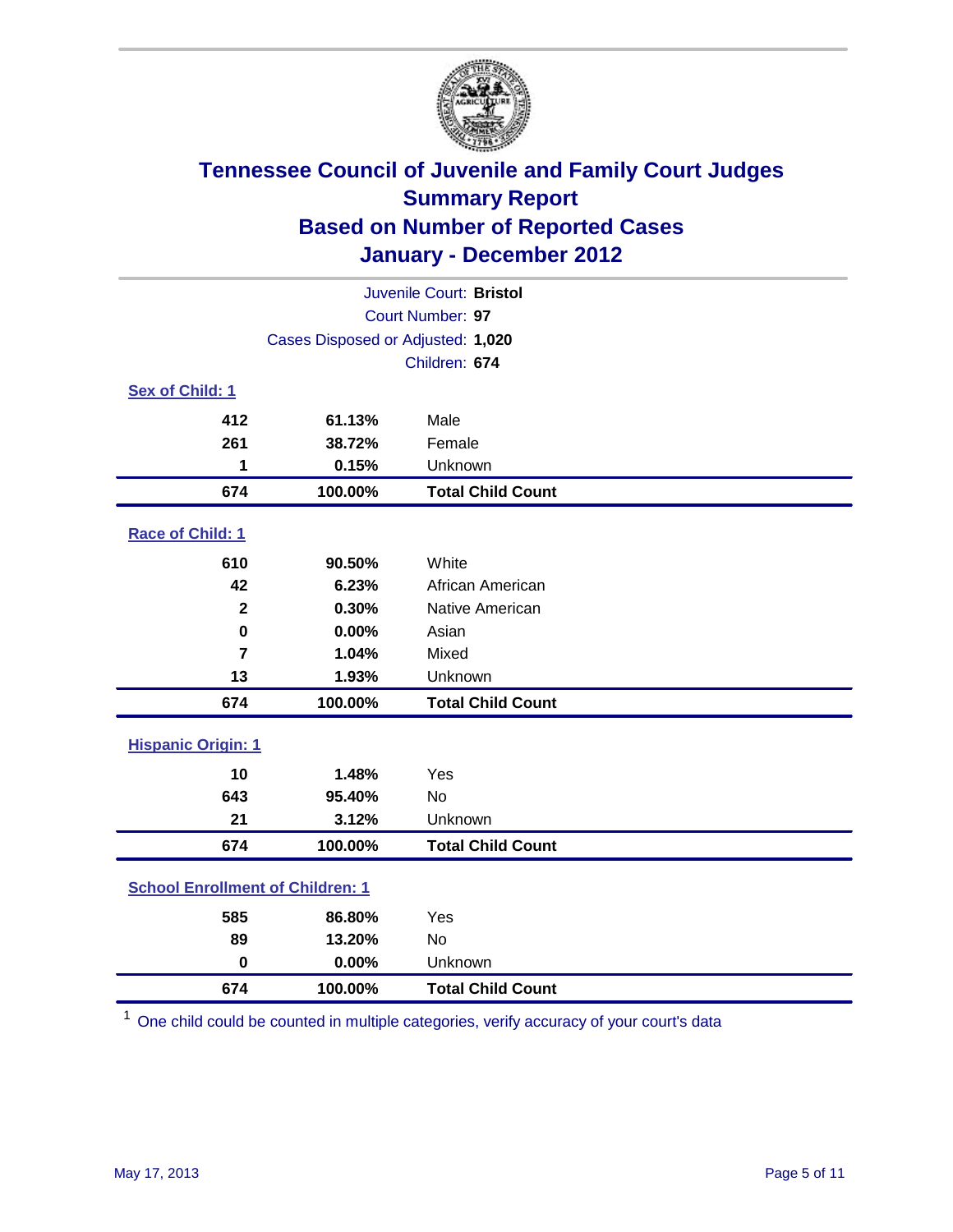# Tennessee Council of Juvenile and Family Court Judges
## Summary Report
## Based on Number of Reported Cases
## January - December 2012

Juvenile Court: **Bristol**

Court Number: **97**

Cases Disposed or Adjusted: **1,020**

Children: **674**

### Sex of Child: 1

| Count | Percent | Category |
|---|---|---|
| 412 | 61.13% | Male |
| 261 | 38.72% | Female |
| 1 | 0.15% | Unknown |
| **674** | **100.00%** | **Total Child Count** |

### Race of Child: 1

| Count | Percent | Category |
|---|---|---|
| 610 | 90.50% | White |
| 42 | 6.23% | African American |
| 2 | 0.30% | Native American |
| 0 | 0.00% | Asian |
| 7 | 1.04% | Mixed |
| 13 | 1.93% | Unknown |
| **674** | **100.00%** | **Total Child Count** |

### Hispanic Origin: 1

| Count | Percent | Category |
|---|---|---|
| 10 | 1.48% | Yes |
| 643 | 95.40% | No |
| 21 | 3.12% | Unknown |
| **674** | **100.00%** | **Total Child Count** |

### School Enrollment of Children: 1

| Count | Percent | Category |
|---|---|---|
| 585 | 86.80% | Yes |
| 89 | 13.20% | No |
| 0 | 0.00% | Unknown |
| **674** | **100.00%** | **Total Child Count** |

[1] One child could be counted in multiple categories, verify accuracy of your court's data

May 17, 2013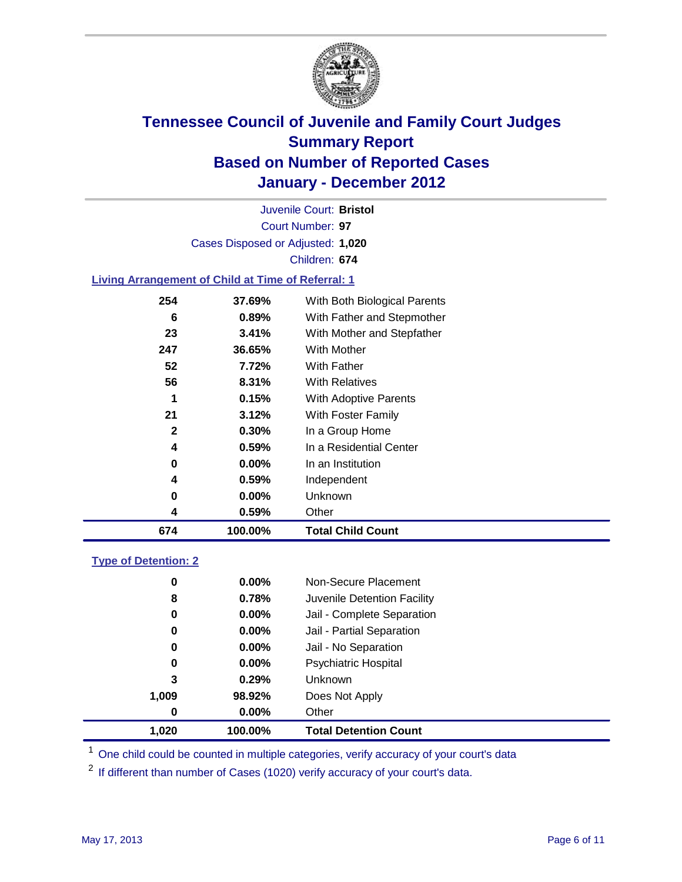# Tennessee Council of Juvenile and Family Court Judges
## Summary Report
## Based on Number of Reported Cases
## January - December 2012

Juvenile Court: **Bristol**
Court Number: **97**
Cases Disposed or Adjusted: **1,020**
Children: **674**

### Living Arrangement of Child at Time of Referral: 1

| Count | Percent | Category |
|---|---|---|
| 254 | 37.69% | With Both Biological Parents |
| 6 | 0.89% | With Father and Stepmother |
| 23 | 3.41% | With Mother and Stepfather |
| 247 | 36.65% | With Mother |
| 52 | 7.72% | With Father |
| 56 | 8.31% | With Relatives |
| 1 | 0.15% | With Adoptive Parents |
| 21 | 3.12% | With Foster Family |
| 2 | 0.30% | In a Group Home |
| 4 | 0.59% | In a Residential Center |
| 0 | 0.00% | In an Institution |
| 4 | 0.59% | Independent |
| 0 | 0.00% | Unknown |
| 4 | 0.59% | Other |
| **674** | **100.00%** | **Total Child Count** |

### Type of Detention: 2

| Count | Percent | Category |
|---|---|---|
| 0 | 0.00% | Non-Secure Placement |
| 8 | 0.78% | Juvenile Detention Facility |
| 0 | 0.00% | Jail - Complete Separation |
| 0 | 0.00% | Jail - Partial Separation |
| 0 | 0.00% | Jail - No Separation |
| 0 | 0.00% | Psychiatric Hospital |
| 3 | 0.29% | Unknown |
| 1,009 | 98.92% | Does Not Apply |
| 0 | 0.00% | Other |
| **1,020** | **100.00%** | **Total Detention Count** |

[1] One child could be counted in multiple categories, verify accuracy of your court's data

[2] If different than number of Cases (1020) verify accuracy of your court's data.

May 17, 2013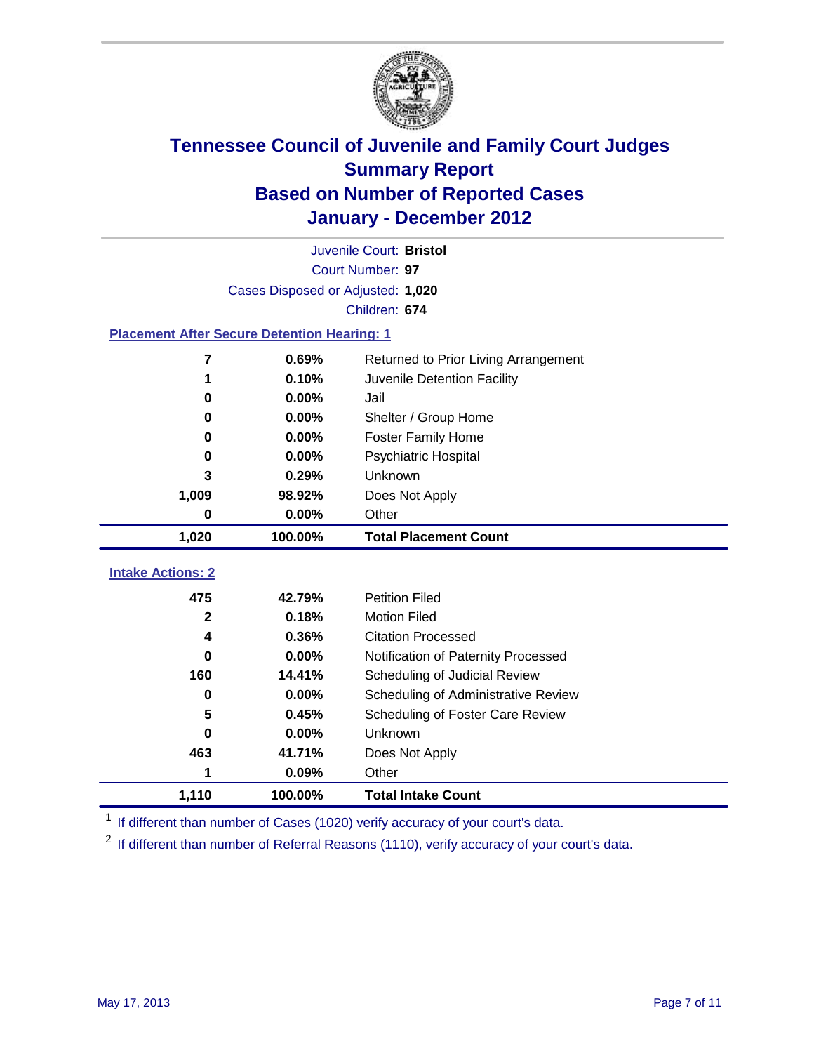# Tennessee Council of Juvenile and Family Court Judges
## Summary Report
## Based on Number of Reported Cases
## January - December 2012

Juvenile Court: **Bristol**
Court Number: **97**
Cases Disposed or Adjusted: **1,020**
Children: **674**

### Placement After Secure Detention Hearing: 1

| | | |
|---|---|---|
| 7 | 0.69% | Returned to Prior Living Arrangement |
| 1 | 0.10% | Juvenile Detention Facility |
| 0 | 0.00% | Jail |
| 0 | 0.00% | Shelter / Group Home |
| 0 | 0.00% | Foster Family Home |
| 0 | 0.00% | Psychiatric Hospital |
| 3 | 0.29% | Unknown |
| 1,009 | 98.92% | Does Not Apply |
| 0 | 0.00% | Other |
| **1,020** | **100.00%** | **Total Placement Count** |

### Intake Actions: 2

| | | |
|---|---|---|
| 475 | 42.79% | Petition Filed |
| 2 | 0.18% | Motion Filed |
| 4 | 0.36% | Citation Processed |
| 0 | 0.00% | Notification of Paternity Processed |
| 160 | 14.41% | Scheduling of Judicial Review |
| 0 | 0.00% | Scheduling of Administrative Review |
| 5 | 0.45% | Scheduling of Foster Care Review |
| 0 | 0.00% | Unknown |
| 463 | 41.71% | Does Not Apply |
| 1 | 0.09% | Other |
| **1,110** | **100.00%** | **Total Intake Count** |

[1] If different than number of Cases (1020) verify accuracy of your court's data.

[2] If different than number of Referral Reasons (1110), verify accuracy of your court's data.

May 17, 2013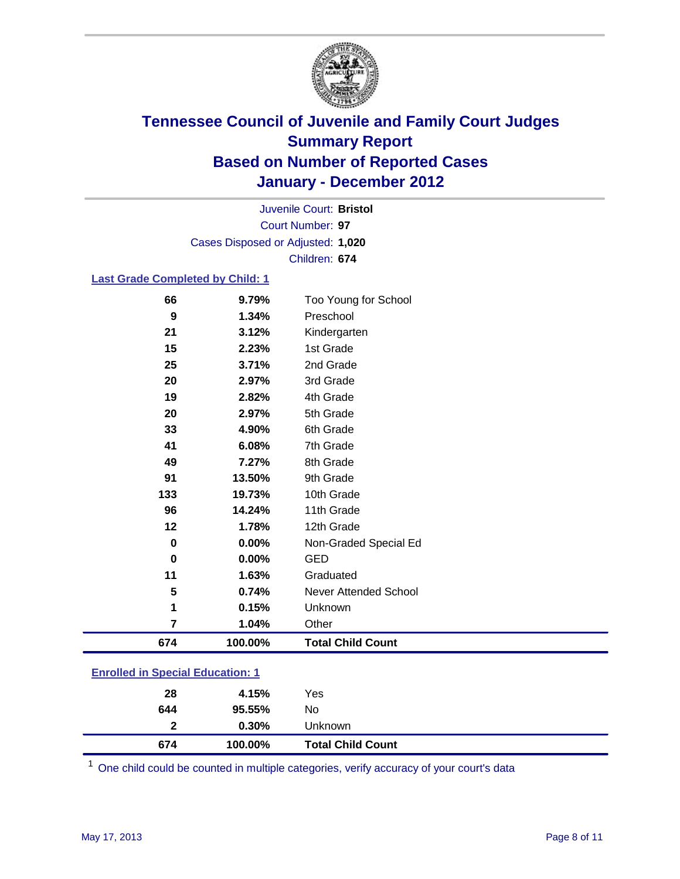# Tennessee Council of Juvenile and Family Court Judges
## Summary Report
## Based on Number of Reported Cases
## January - December 2012

Juvenile Court: **Bristol**
Court Number: **97**
Cases Disposed or Adjusted: **1,020**
Children: **674**

### Last Grade Completed by Child: 1

| Count | Percent | Category |
|---|---|---|
| 66 | 9.79% | Too Young for School |
| 9 | 1.34% | Preschool |
| 21 | 3.12% | Kindergarten |
| 15 | 2.23% | 1st Grade |
| 25 | 3.71% | 2nd Grade |
| 20 | 2.97% | 3rd Grade |
| 19 | 2.82% | 4th Grade |
| 20 | 2.97% | 5th Grade |
| 33 | 4.90% | 6th Grade |
| 41 | 6.08% | 7th Grade |
| 49 | 7.27% | 8th Grade |
| 91 | 13.50% | 9th Grade |
| 133 | 19.73% | 10th Grade |
| 96 | 14.24% | 11th Grade |
| 12 | 1.78% | 12th Grade |
| 0 | 0.00% | Non-Graded Special Ed |
| 0 | 0.00% | GED |
| 11 | 1.63% | Graduated |
| 5 | 0.74% | Never Attended School |
| 1 | 0.15% | Unknown |
| 7 | 1.04% | Other |
| **674** | **100.00%** | **Total Child Count** |

### Enrolled in Special Education: 1

| Count | Percent | Category |
|---|---|---|
| 28 | 4.15% | Yes |
| 644 | 95.55% | No |
| 2 | 0.30% | Unknown |
| **674** | **100.00%** | **Total Child Count** |

[1] One child could be counted in multiple categories, verify accuracy of your court's data

May 17, 2013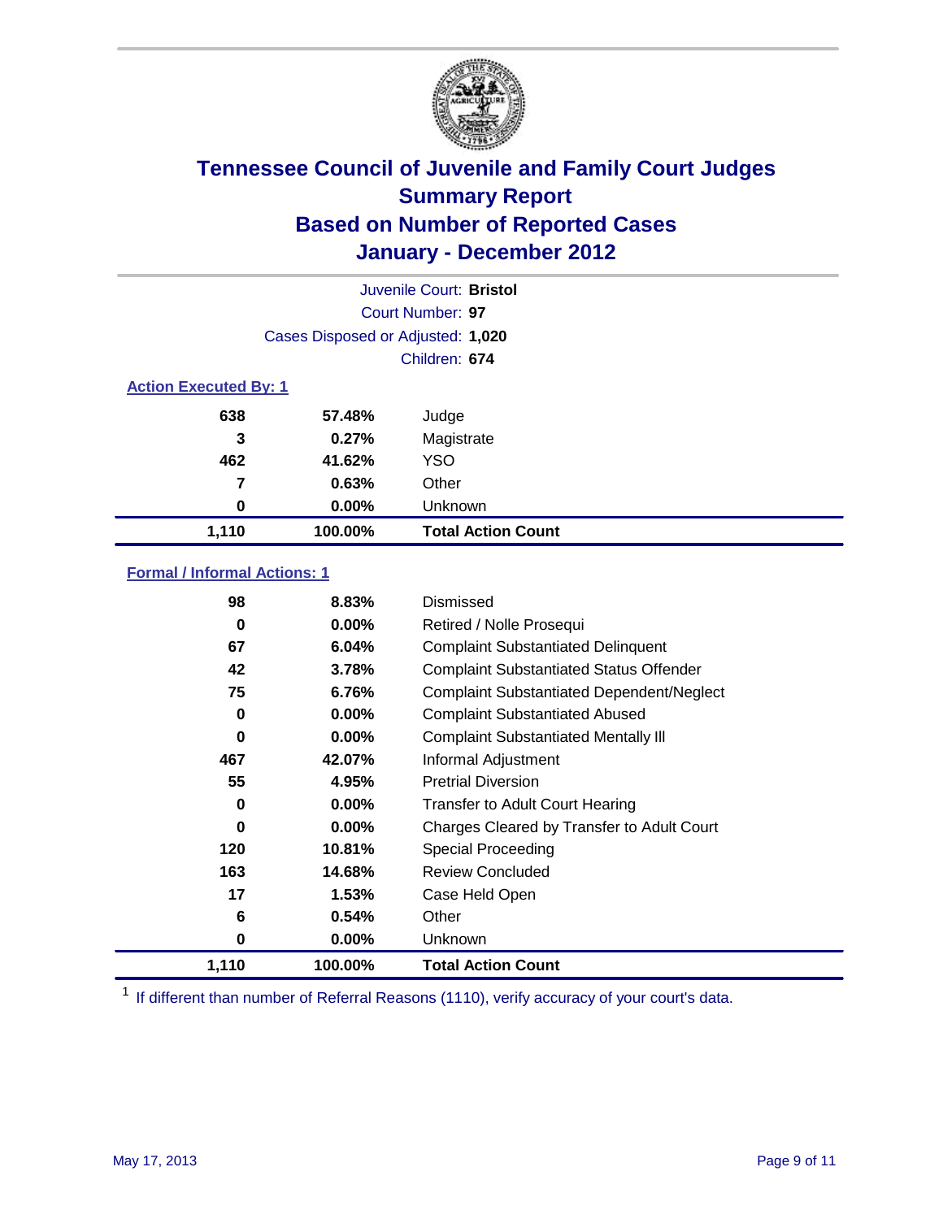# Tennessee Council of Juvenile and Family Court Judges
## Summary Report
## Based on Number of Reported Cases
## January - December 2012

Juvenile Court: **Bristol**
Court Number: **97**
Cases Disposed or Adjusted: **1,020**
Children: **674**

### Action Executed By: 1

| | | |
|---|---|---|
| 638 | 57.48% | Judge |
| 3 | 0.27% | Magistrate |
| 462 | 41.62% | YSO |
| 7 | 0.63% | Other |
| 0 | 0.00% | Unknown |
| **1,110** | **100.00%** | **Total Action Count** |

### Formal / Informal Actions: 1

| | | |
|---|---|---|
| 98 | 8.83% | Dismissed |
| 0 | 0.00% | Retired / Nolle Prosequi |
| 67 | 6.04% | Complaint Substantiated Delinquent |
| 42 | 3.78% | Complaint Substantiated Status Offender |
| 75 | 6.76% | Complaint Substantiated Dependent/Neglect |
| 0 | 0.00% | Complaint Substantiated Abused |
| 0 | 0.00% | Complaint Substantiated Mentally Ill |
| 467 | 42.07% | Informal Adjustment |
| 55 | 4.95% | Pretrial Diversion |
| 0 | 0.00% | Transfer to Adult Court Hearing |
| 0 | 0.00% | Charges Cleared by Transfer to Adult Court |
| 120 | 10.81% | Special Proceeding |
| 163 | 14.68% | Review Concluded |
| 17 | 1.53% | Case Held Open |
| 6 | 0.54% | Other |
| 0 | 0.00% | Unknown |
| **1,110** | **100.00%** | **Total Action Count** |

[1] If different than number of Referral Reasons (1110), verify accuracy of your court's data.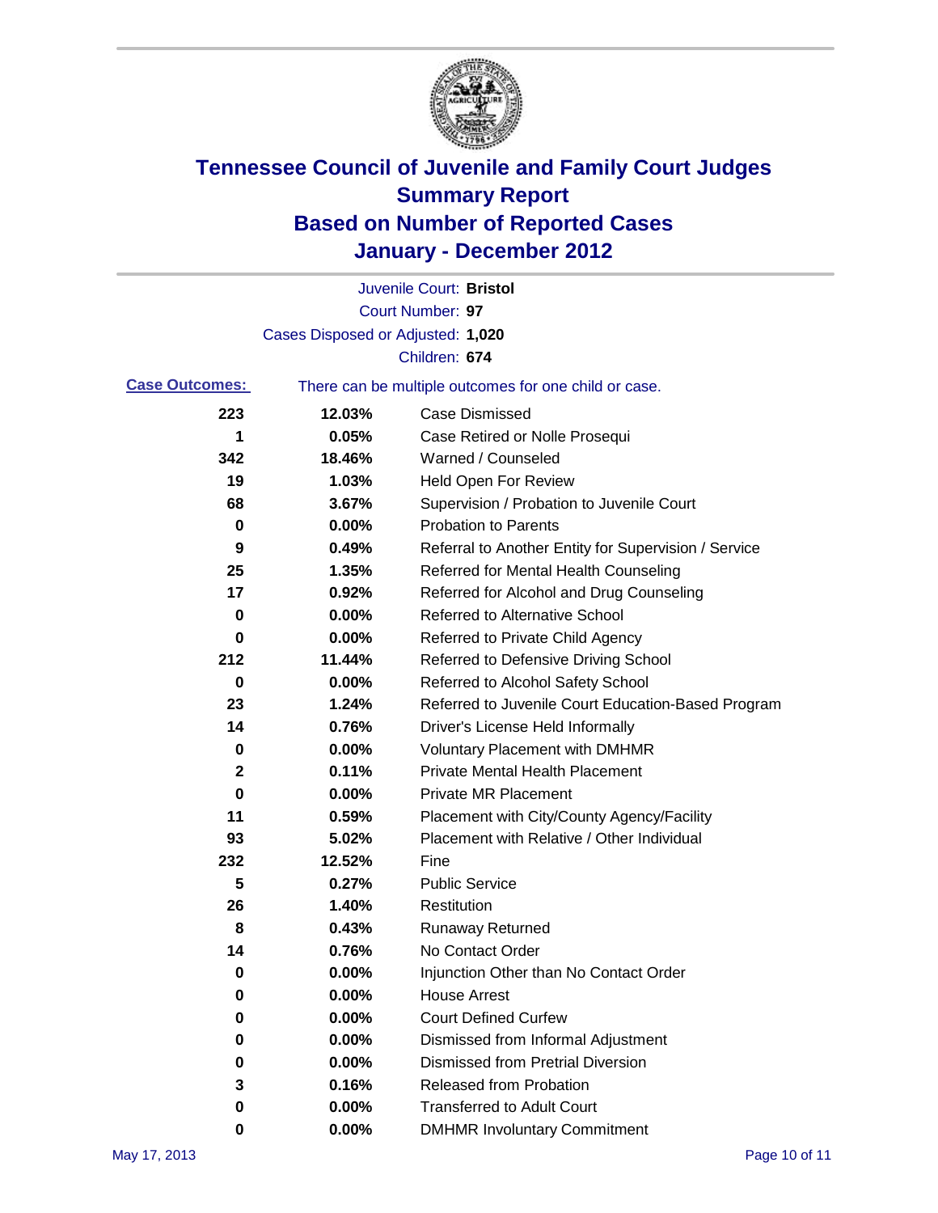# Tennessee Council of Juvenile and Family Court Judges
# Summary Report
# Based on Number of Reported Cases
# January - December 2012

Juvenile Court: **Bristol**

Court Number: **97**

Cases Disposed or Adjusted: **1,020**

Children: **674**

**Case Outcomes:** There can be multiple outcomes for one child or case.

| Count | Percent | Outcome |
|---|---|---|
| 223 | 12.03% | Case Dismissed |
| 1 | 0.05% | Case Retired or Nolle Prosequi |
| 342 | 18.46% | Warned / Counseled |
| 19 | 1.03% | Held Open For Review |
| 68 | 3.67% | Supervision / Probation to Juvenile Court |
| 0 | 0.00% | Probation to Parents |
| 9 | 0.49% | Referral to Another Entity for Supervision / Service |
| 25 | 1.35% | Referred for Mental Health Counseling |
| 17 | 0.92% | Referred for Alcohol and Drug Counseling |
| 0 | 0.00% | Referred to Alternative School |
| 0 | 0.00% | Referred to Private Child Agency |
| 212 | 11.44% | Referred to Defensive Driving School |
| 0 | 0.00% | Referred to Alcohol Safety School |
| 23 | 1.24% | Referred to Juvenile Court Education-Based Program |
| 14 | 0.76% | Driver's License Held Informally |
| 0 | 0.00% | Voluntary Placement with DMHMR |
| 2 | 0.11% | Private Mental Health Placement |
| 0 | 0.00% | Private MR Placement |
| 11 | 0.59% | Placement with City/County Agency/Facility |
| 93 | 5.02% | Placement with Relative / Other Individual |
| 232 | 12.52% | Fine |
| 5 | 0.27% | Public Service |
| 26 | 1.40% | Restitution |
| 8 | 0.43% | Runaway Returned |
| 14 | 0.76% | No Contact Order |
| 0 | 0.00% | Injunction Other than No Contact Order |
| 0 | 0.00% | House Arrest |
| 0 | 0.00% | Court Defined Curfew |
| 0 | 0.00% | Dismissed from Informal Adjustment |
| 0 | 0.00% | Dismissed from Pretrial Diversion |
| 3 | 0.16% | Released from Probation |
| 0 | 0.00% | Transferred to Adult Court |
| 0 | 0.00% | DMHMR Involuntary Commitment |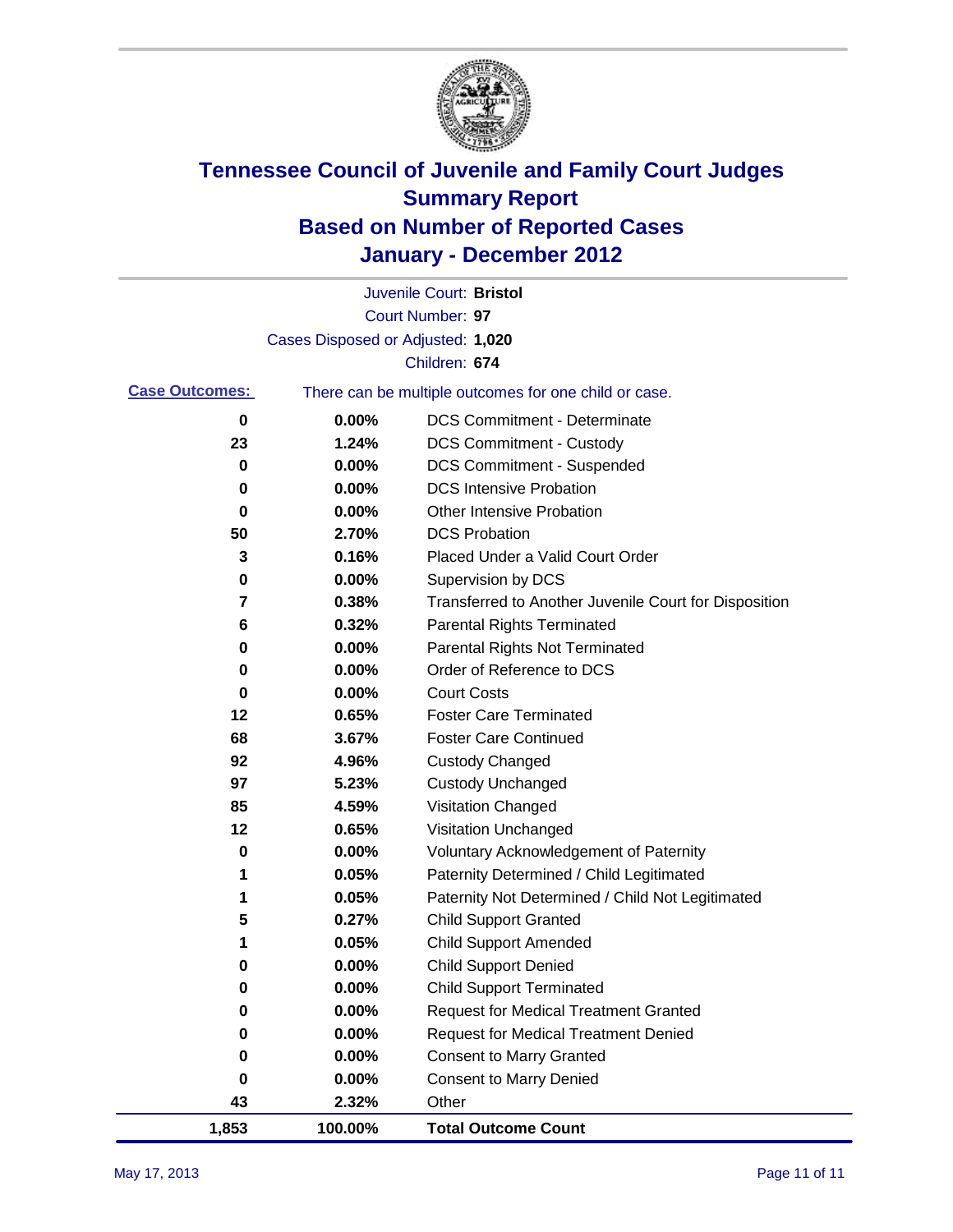# Tennessee Council of Juvenile and Family Court Judges
# Summary Report
# Based on Number of Reported Cases
# January - December 2012

Juvenile Court: **Bristol**

Court Number: **97**

Cases Disposed or Adjusted: **1,020**

Children: **674**

**Case Outcomes:** There can be multiple outcomes for one child or case.

| | | |
|---|---|---|
| 0 | 0.00% | DCS Commitment - Determinate |
| 23 | 1.24% | DCS Commitment - Custody |
| 0 | 0.00% | DCS Commitment - Suspended |
| 0 | 0.00% | DCS Intensive Probation |
| 0 | 0.00% | Other Intensive Probation |
| 50 | 2.70% | DCS Probation |
| 3 | 0.16% | Placed Under a Valid Court Order |
| 0 | 0.00% | Supervision by DCS |
| 7 | 0.38% | Transferred to Another Juvenile Court for Disposition |
| 6 | 0.32% | Parental Rights Terminated |
| 0 | 0.00% | Parental Rights Not Terminated |
| 0 | 0.00% | Order of Reference to DCS |
| 0 | 0.00% | Court Costs |
| 12 | 0.65% | Foster Care Terminated |
| 68 | 3.67% | Foster Care Continued |
| 92 | 4.96% | Custody Changed |
| 97 | 5.23% | Custody Unchanged |
| 85 | 4.59% | Visitation Changed |
| 12 | 0.65% | Visitation Unchanged |
| 0 | 0.00% | Voluntary Acknowledgement of Paternity |
| 1 | 0.05% | Paternity Determined / Child Legitimated |
| 1 | 0.05% | Paternity Not Determined / Child Not Legitimated |
| 5 | 0.27% | Child Support Granted |
| 1 | 0.05% | Child Support Amended |
| 0 | 0.00% | Child Support Denied |
| 0 | 0.00% | Child Support Terminated |
| 0 | 0.00% | Request for Medical Treatment Granted |
| 0 | 0.00% | Request for Medical Treatment Denied |
| 0 | 0.00% | Consent to Marry Granted |
| 0 | 0.00% | Consent to Marry Denied |
| 43 | 2.32% | Other |
| **1,853** | **100.00%** | **Total Outcome Count** |